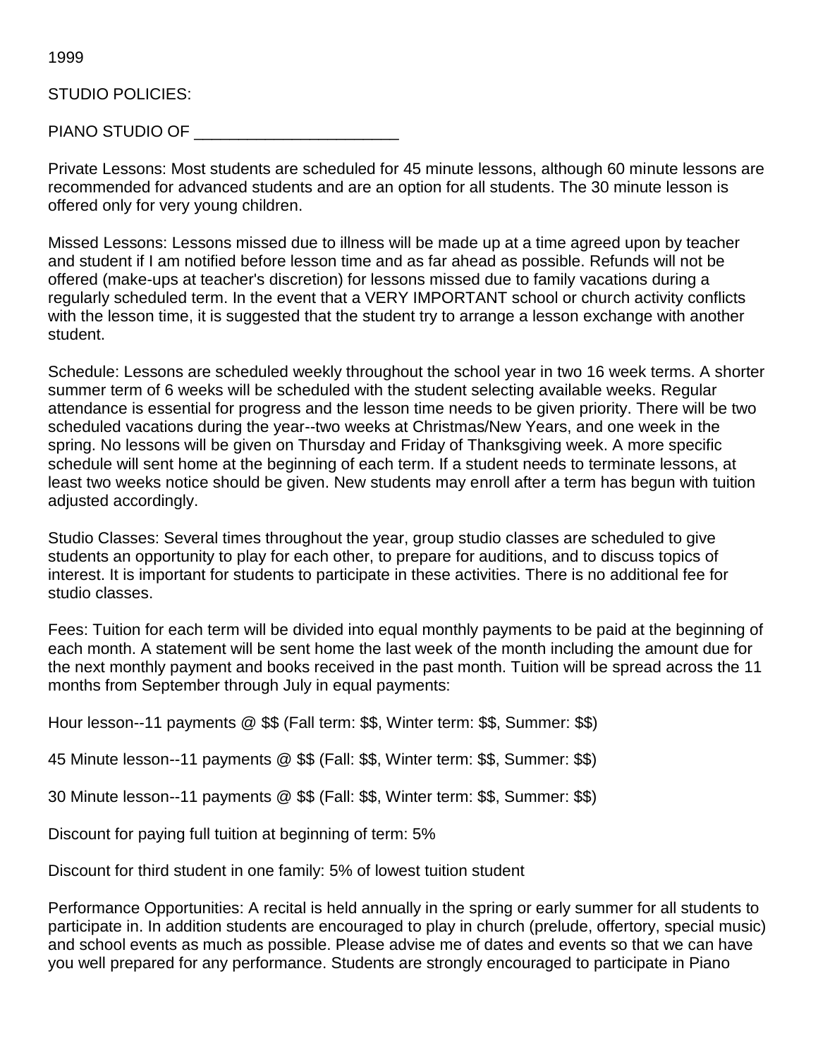1999

STUDIO POLICIES:

PIANO STUDIO OF _______________________

Private Lessons: Most students are scheduled for 45 minute lessons, although 60 minute lessons are recommended for advanced students and are an option for all students. The 30 minute lesson is offered only for very young children.

Missed Lessons: Lessons missed due to illness will be made up at a time agreed upon by teacher and student if I am notified before lesson time and as far ahead as possible. Refunds will not be offered (make-ups at teacher's discretion) for lessons missed due to family vacations during a regularly scheduled term. In the event that a VERY IMPORTANT school or church activity conflicts with the lesson time, it is suggested that the student try to arrange a lesson exchange with another student.

Schedule: Lessons are scheduled weekly throughout the school year in two 16 week terms. A shorter summer term of 6 weeks will be scheduled with the student selecting available weeks. Regular attendance is essential for progress and the lesson time needs to be given priority. There will be two scheduled vacations during the year--two weeks at Christmas/New Years, and one week in the spring. No lessons will be given on Thursday and Friday of Thanksgiving week. A more specific schedule will sent home at the beginning of each term. If a student needs to terminate lessons, at least two weeks notice should be given. New students may enroll after a term has begun with tuition adjusted accordingly.

Studio Classes: Several times throughout the year, group studio classes are scheduled to give students an opportunity to play for each other, to prepare for auditions, and to discuss topics of interest. It is important for students to participate in these activities. There is no additional fee for studio classes.

Fees: Tuition for each term will be divided into equal monthly payments to be paid at the beginning of each month. A statement will be sent home the last week of the month including the amount due for the next monthly payment and books received in the past month. Tuition will be spread across the 11 months from September through July in equal payments:

Hour lesson--11 payments @ $$ (Fall term: $$, Winter term: $$, Summer: $$)

45 Minute lesson--11 payments @ $$ (Fall: $$, Winter term: $$, Summer: $$)

30 Minute lesson--11 payments @ $$ (Fall: $$, Winter term: $$, Summer: $$)

Discount for paying full tuition at beginning of term: 5%

Discount for third student in one family: 5% of lowest tuition student

Performance Opportunities: A recital is held annually in the spring or early summer for all students to participate in. In addition students are encouraged to play in church (prelude, offertory, special music) and school events as much as possible. Please advise me of dates and events so that we can have you well prepared for any performance. Students are strongly encouraged to participate in Piano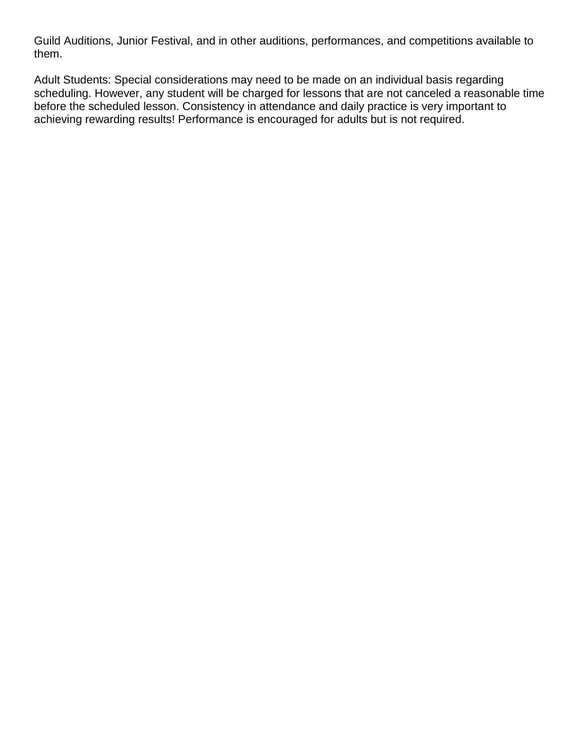Guild Auditions, Junior Festival, and in other auditions, performances, and competitions available to them.

Adult Students: Special considerations may need to be made on an individual basis regarding scheduling. However, any student will be charged for lessons that are not canceled a reasonable time before the scheduled lesson. Consistency in attendance and daily practice is very important to achieving rewarding results! Performance is encouraged for adults but is not required.